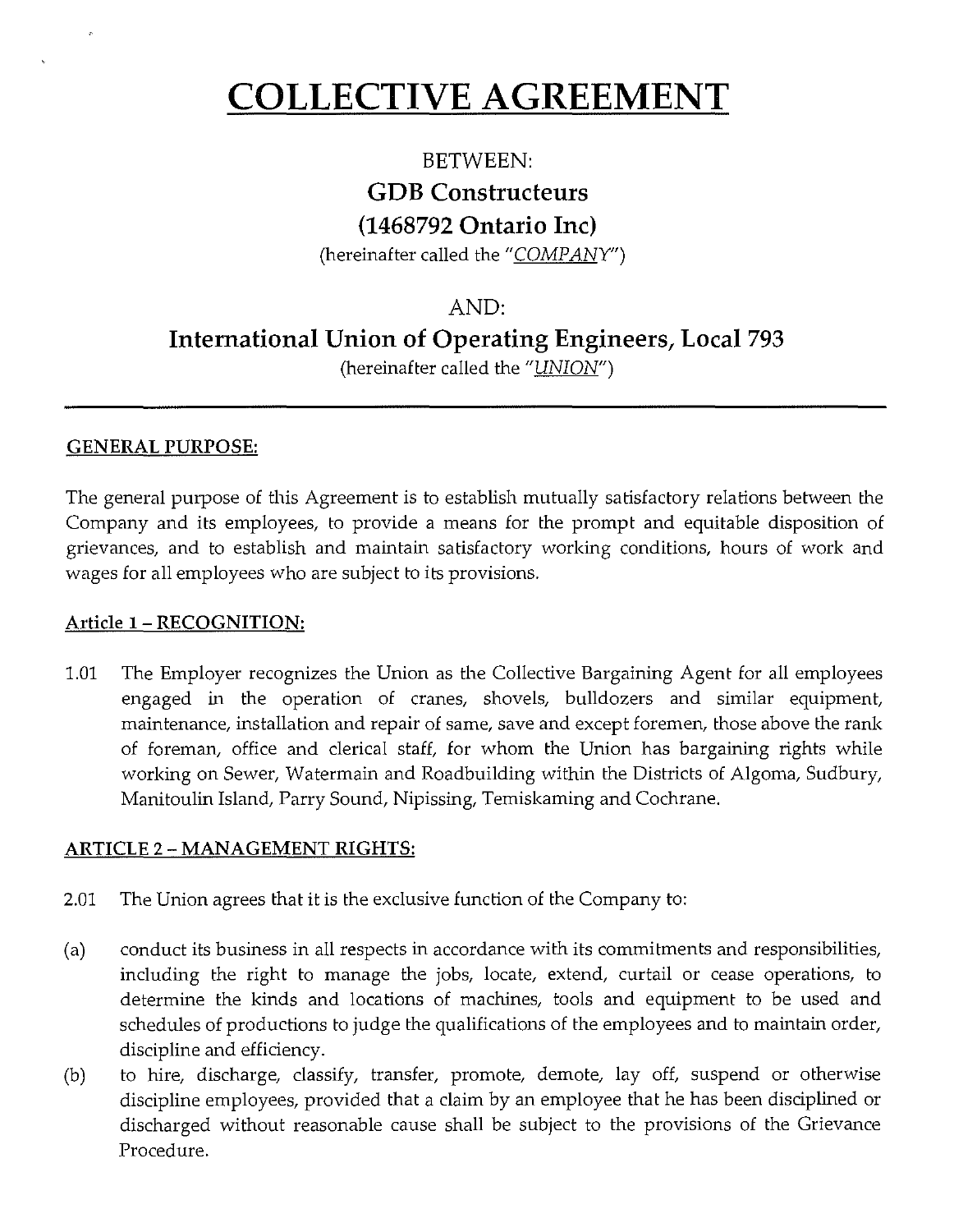# COLLECTIVE AGREEMENT

BETWEEN:

**GDB Constructeurs**
**(1468792 Ontario Inc)**

(hereinafter called the "*COMPANY*")

AND:

**International Union of Operating Engineers, Local 793**

(hereinafter called the "*UNION*")

---

## GENERAL PURPOSE:

The general purpose of this Agreement is to establish mutually satisfactory relations between the Company and its employees, to provide a means for the prompt and equitable disposition of grievances, and to establish and maintain satisfactory working conditions, hours of work and wages for all employees who are subject to its provisions.

## Article 1 – RECOGNITION:

1.01 The Employer recognizes the Union as the Collective Bargaining Agent for all employees engaged in the operation of cranes, shovels, bulldozers and similar equipment, maintenance, installation and repair of same, save and except foremen, those above the rank of foreman, office and clerical staff, for whom the Union has bargaining rights while working on Sewer, Watermain and Roadbuilding within the Districts of Algoma, Sudbury, Manitoulin Island, Parry Sound, Nipissing, Temiskaming and Cochrane.

## ARTICLE 2 – MANAGEMENT RIGHTS:

2.01 The Union agrees that it is the exclusive function of the Company to:

(a) conduct its business in all respects in accordance with its commitments and responsibilities, including the right to manage the jobs, locate, extend, curtail or cease operations, to determine the kinds and locations of machines, tools and equipment to be used and schedules of productions to judge the qualifications of the employees and to maintain order, discipline and efficiency.

(b) to hire, discharge, classify, transfer, promote, demote, lay off, suspend or otherwise discipline employees, provided that a claim by an employee that he has been disciplined or discharged without reasonable cause shall be subject to the provisions of the Grievance Procedure.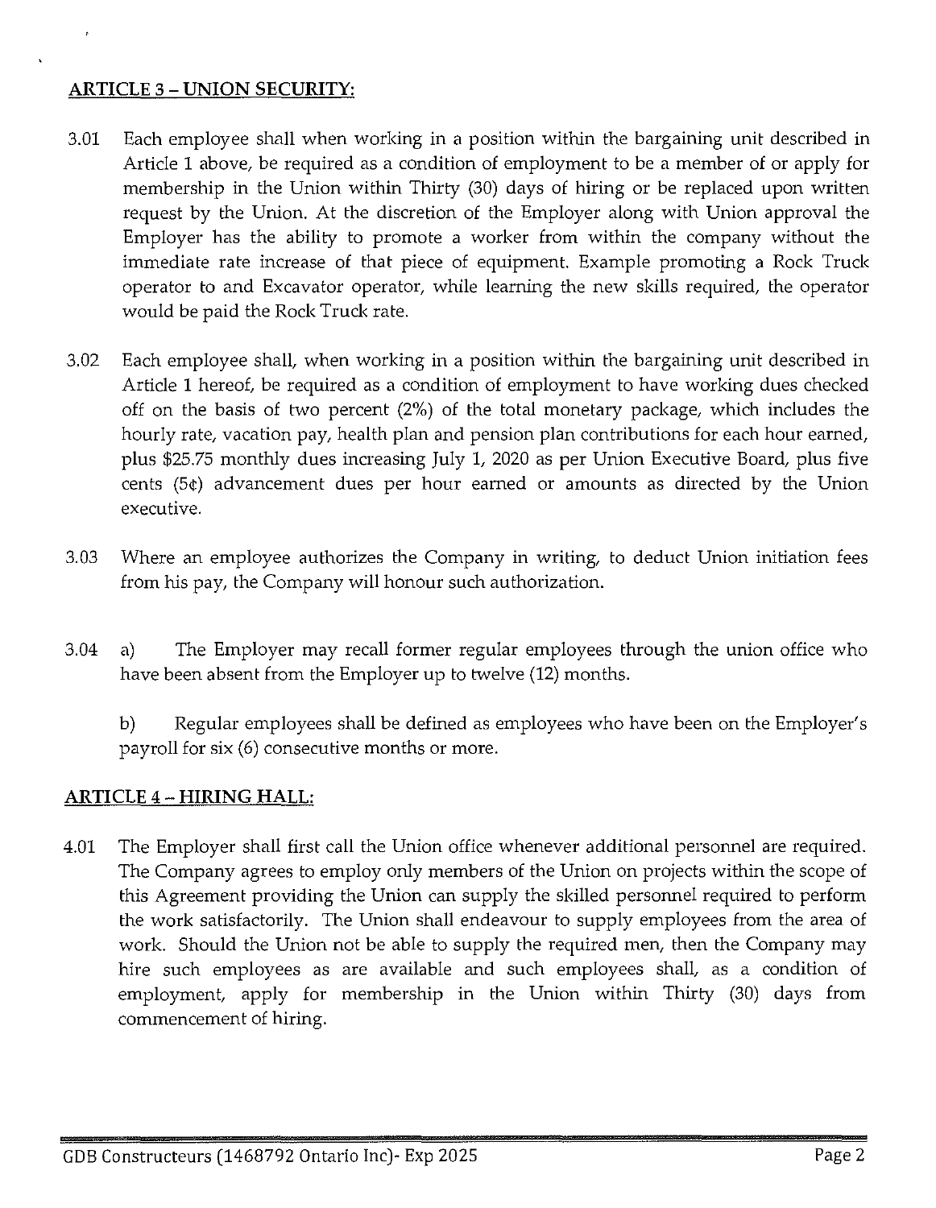## ARTICLE 3 – UNION SECURITY:

3.01 Each employee shall when working in a position within the bargaining unit described in Article 1 above, be required as a condition of employment to be a member of or apply for membership in the Union within Thirty (30) days of hiring or be replaced upon written request by the Union. At the discretion of the Employer along with Union approval the Employer has the ability to promote a worker from within the company without the immediate rate increase of that piece of equipment. Example promoting a Rock Truck operator to and Excavator operator, while learning the new skills required, the operator would be paid the Rock Truck rate.

3.02 Each employee shall, when working in a position within the bargaining unit described in Article 1 hereof, be required as a condition of employment to have working dues checked off on the basis of two percent (2%) of the total monetary package, which includes the hourly rate, vacation pay, health plan and pension plan contributions for each hour earned, plus $25.75 monthly dues increasing July 1, 2020 as per Union Executive Board, plus five cents (5¢) advancement dues per hour earned or amounts as directed by the Union executive.

3.03 Where an employee authorizes the Company in writing, to deduct Union initiation fees from his pay, the Company will honour such authorization.

3.04 a) The Employer may recall former regular employees through the union office who have been absent from the Employer up to twelve (12) months.

b) Regular employees shall be defined as employees who have been on the Employer's payroll for six (6) consecutive months or more.

## ARTICLE 4 – HIRING HALL:

4.01 The Employer shall first call the Union office whenever additional personnel are required. The Company agrees to employ only members of the Union on projects within the scope of this Agreement providing the Union can supply the skilled personnel required to perform the work satisfactorily. The Union shall endeavour to supply employees from the area of work. Should the Union not be able to supply the required men, then the Company may hire such employees as are available and such employees shall, as a condition of employment, apply for membership in the Union within Thirty (30) days from commencement of hiring.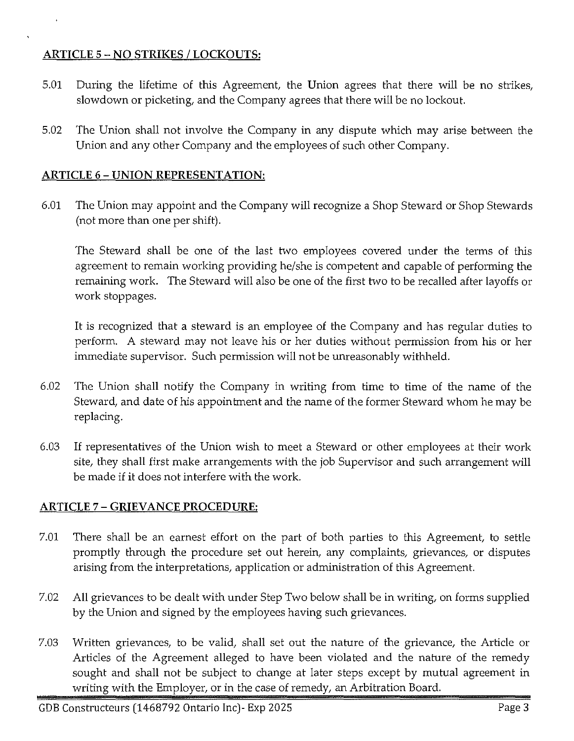## ARTICLE 5 – NO STRIKES / LOCKOUTS:

5.01 During the lifetime of this Agreement, the Union agrees that there will be no strikes, slowdown or picketing, and the Company agrees that there will be no lockout.

5.02 The Union shall not involve the Company in any dispute which may arise between the Union and any other Company and the employees of such other Company.

## ARTICLE 6 – UNION REPRESENTATION:

6.01 The Union may appoint and the Company will recognize a Shop Steward or Shop Stewards (not more than one per shift).

The Steward shall be one of the last two employees covered under the terms of this agreement to remain working providing he/she is competent and capable of performing the remaining work. The Steward will also be one of the first two to be recalled after layoffs or work stoppages.

It is recognized that a steward is an employee of the Company and has regular duties to perform. A steward may not leave his or her duties without permission from his or her immediate supervisor. Such permission will not be unreasonably withheld.

6.02 The Union shall notify the Company in writing from time to time of the name of the Steward, and date of his appointment and the name of the former Steward whom he may be replacing.

6.03 If representatives of the Union wish to meet a Steward or other employees at their work site, they shall first make arrangements with the job Supervisor and such arrangement will be made if it does not interfere with the work.

## ARTICLE 7 – GRIEVANCE PROCEDURE:

7.01 There shall be an earnest effort on the part of both parties to this Agreement, to settle promptly through the procedure set out herein, any complaints, grievances, or disputes arising from the interpretations, application or administration of this Agreement.

7.02 All grievances to be dealt with under Step Two below shall be in writing, on forms supplied by the Union and signed by the employees having such grievances.

7.03 Written grievances, to be valid, shall set out the nature of the grievance, the Article or Articles of the Agreement alleged to have been violated and the nature of the remedy sought and shall not be subject to change at later steps except by mutual agreement in writing with the Employer, or in the case of remedy, an Arbitration Board.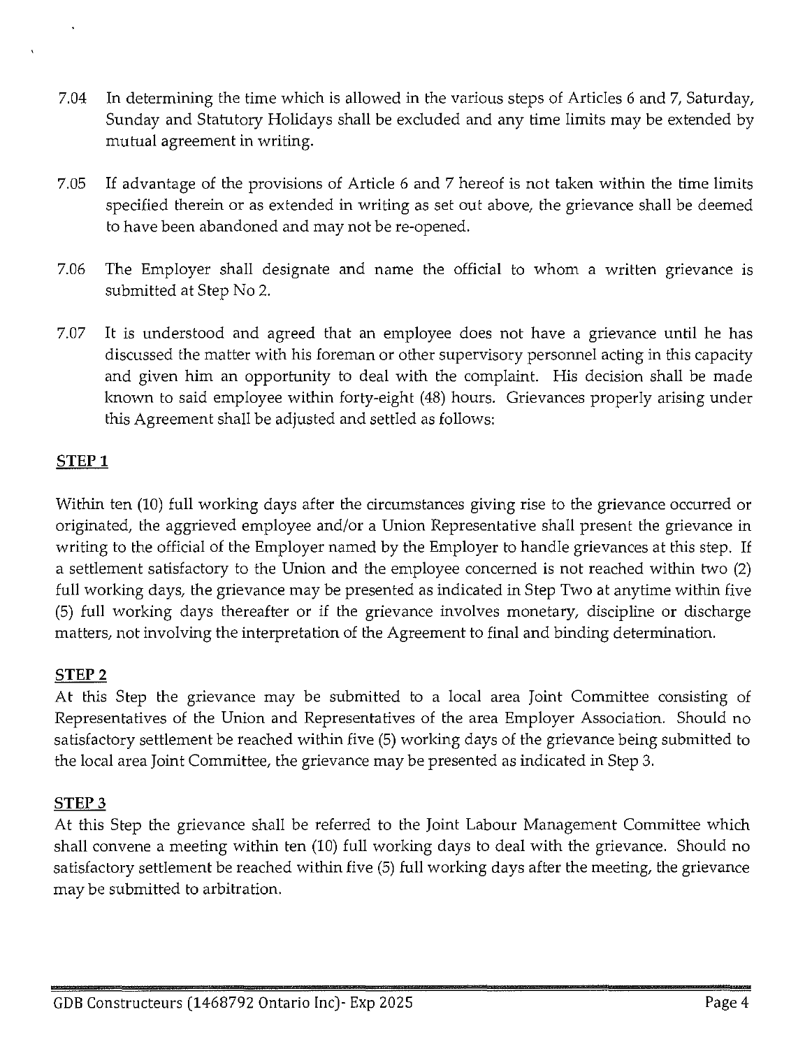7.04 In determining the time which is allowed in the various steps of Articles 6 and 7, Saturday, Sunday and Statutory Holidays shall be excluded and any time limits may be extended by mutual agreement in writing.

7.05 If advantage of the provisions of Article 6 and 7 hereof is not taken within the time limits specified therein or as extended in writing as set out above, the grievance shall be deemed to have been abandoned and may not be re-opened.

7.06 The Employer shall designate and name the official to whom a written grievance is submitted at Step No 2.

7.07 It is understood and agreed that an employee does not have a grievance until he has discussed the matter with his foreman or other supervisory personnel acting in this capacity and given him an opportunity to deal with the complaint. His decision shall be made known to said employee within forty-eight (48) hours. Grievances properly arising under this Agreement shall be adjusted and settled as follows:

**STEP 1**

Within ten (10) full working days after the circumstances giving rise to the grievance occurred or originated, the aggrieved employee and/or a Union Representative shall present the grievance in writing to the official of the Employer named by the Employer to handle grievances at this step. If a settlement satisfactory to the Union and the employee concerned is not reached within two (2) full working days, the grievance may be presented as indicated in Step Two at anytime within five (5) full working days thereafter or if the grievance involves monetary, discipline or discharge matters, not involving the interpretation of the Agreement to final and binding determination.

**STEP 2**

At this Step the grievance may be submitted to a local area Joint Committee consisting of Representatives of the Union and Representatives of the area Employer Association. Should no satisfactory settlement be reached within five (5) working days of the grievance being submitted to the local area Joint Committee, the grievance may be presented as indicated in Step 3.

**STEP 3**

At this Step the grievance shall be referred to the Joint Labour Management Committee which shall convene a meeting within ten (10) full working days to deal with the grievance. Should no satisfactory settlement be reached within five (5) full working days after the meeting, the grievance may be submitted to arbitration.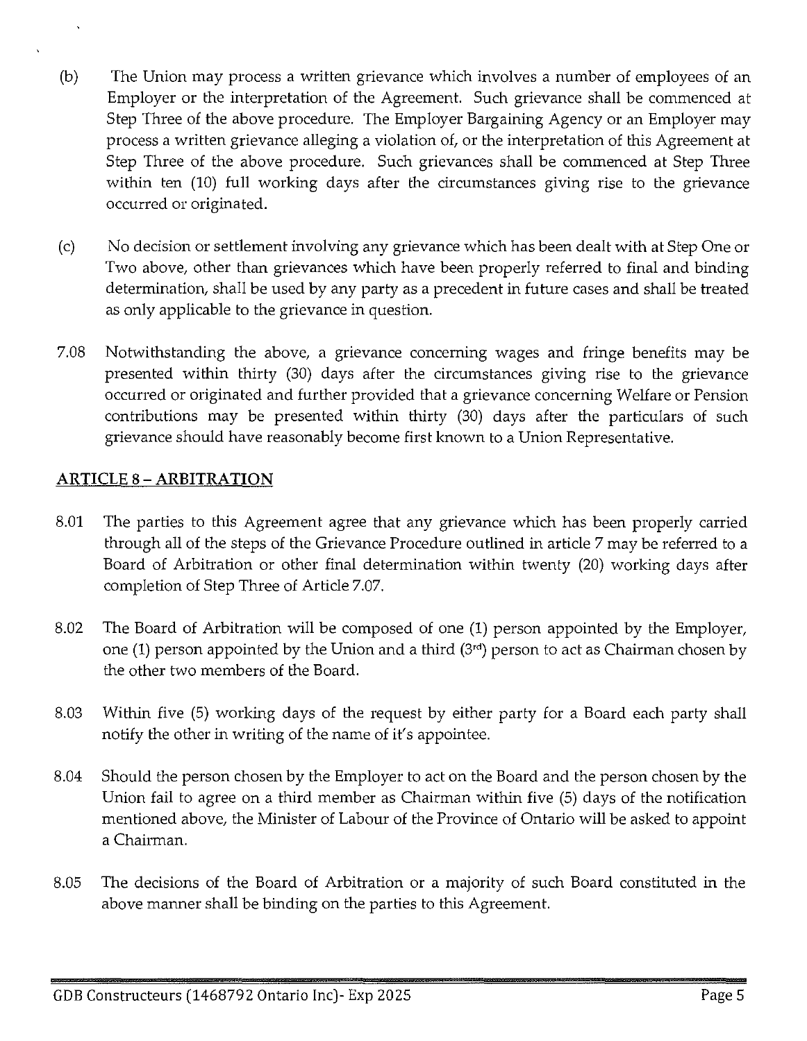(b) The Union may process a written grievance which involves a number of employees of an Employer or the interpretation of the Agreement. Such grievance shall be commenced at Step Three of the above procedure. The Employer Bargaining Agency or an Employer may process a written grievance alleging a violation of, or the interpretation of this Agreement at Step Three of the above procedure. Such grievances shall be commenced at Step Three within ten (10) full working days after the circumstances giving rise to the grievance occurred or originated.

(c) No decision or settlement involving any grievance which has been dealt with at Step One or Two above, other than grievances which have been properly referred to final and binding determination, shall be used by any party as a precedent in future cases and shall be treated as only applicable to the grievance in question.

7.08 Notwithstanding the above, a grievance concerning wages and fringe benefits may be presented within thirty (30) days after the circumstances giving rise to the grievance occurred or originated and further provided that a grievance concerning Welfare or Pension contributions may be presented within thirty (30) days after the particulars of such grievance should have reasonably become first known to a Union Representative.

## ARTICLE 8 – ARBITRATION

8.01 The parties to this Agreement agree that any grievance which has been properly carried through all of the steps of the Grievance Procedure outlined in article 7 may be referred to a Board of Arbitration or other final determination within twenty (20) working days after completion of Step Three of Article 7.07.

8.02 The Board of Arbitration will be composed of one (1) person appointed by the Employer, one (1) person appointed by the Union and a third (3rd) person to act as Chairman chosen by the other two members of the Board.

8.03 Within five (5) working days of the request by either party for a Board each party shall notify the other in writing of the name of it's appointee.

8.04 Should the person chosen by the Employer to act on the Board and the person chosen by the Union fail to agree on a third member as Chairman within five (5) days of the notification mentioned above, the Minister of Labour of the Province of Ontario will be asked to appoint a Chairman.

8.05 The decisions of the Board of Arbitration or a majority of such Board constituted in the above manner shall be binding on the parties to this Agreement.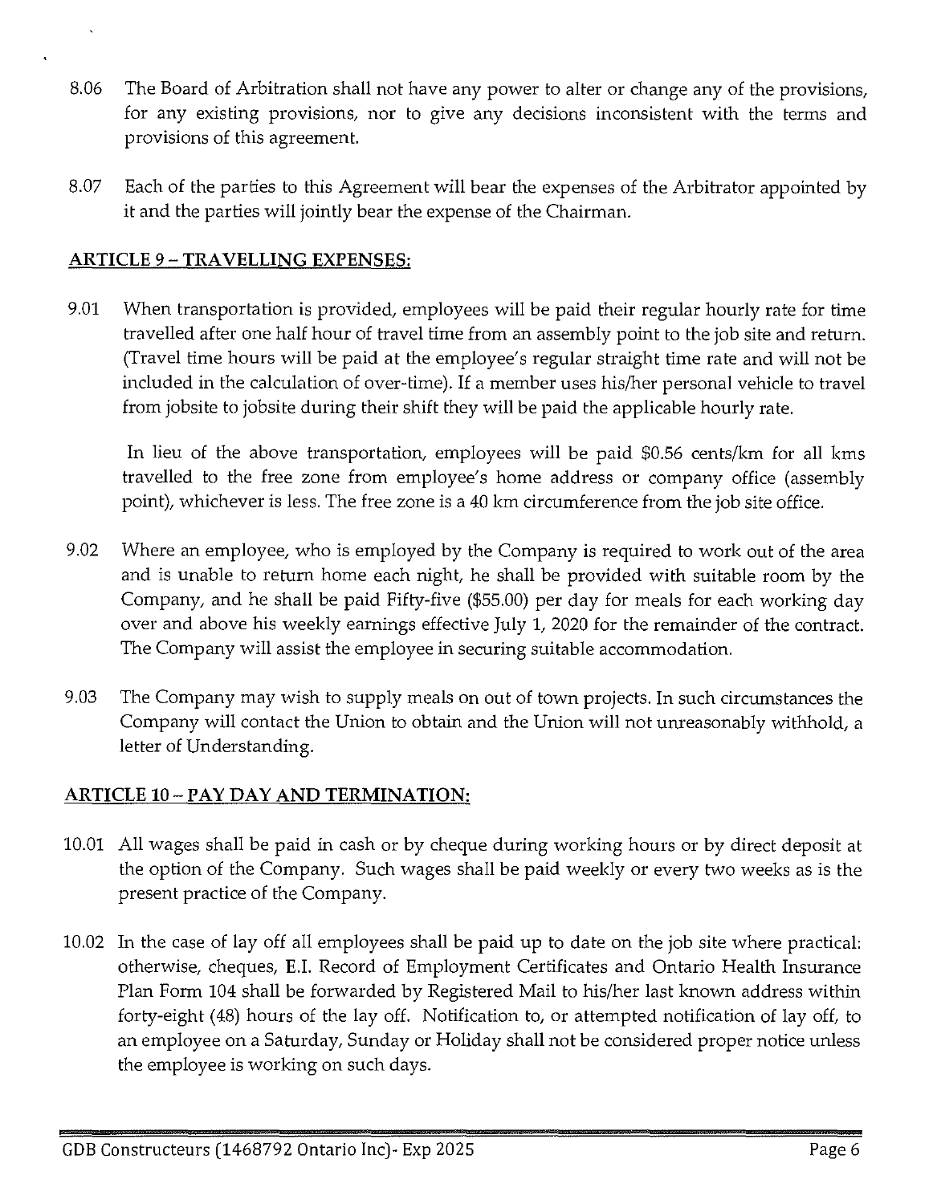8.06 The Board of Arbitration shall not have any power to alter or change any of the provisions, for any existing provisions, nor to give any decisions inconsistent with the terms and provisions of this agreement.

8.07 Each of the parties to this Agreement will bear the expenses of the Arbitrator appointed by it and the parties will jointly bear the expense of the Chairman.

## ARTICLE 9 – TRAVELLING EXPENSES:

9.01 When transportation is provided, employees will be paid their regular hourly rate for time travelled after one half hour of travel time from an assembly point to the job site and return. (Travel time hours will be paid at the employee's regular straight time rate and will not be included in the calculation of over-time). If a member uses his/her personal vehicle to travel from jobsite to jobsite during their shift they will be paid the applicable hourly rate.

In lieu of the above transportation, employees will be paid $0.56 cents/km for all kms travelled to the free zone from employee's home address or company office (assembly point), whichever is less. The free zone is a 40 km circumference from the job site office.

9.02 Where an employee, who is employed by the Company is required to work out of the area and is unable to return home each night, he shall be provided with suitable room by the Company, and he shall be paid Fifty-five ($55.00) per day for meals for each working day over and above his weekly earnings effective July 1, 2020 for the remainder of the contract. The Company will assist the employee in securing suitable accommodation.

9.03 The Company may wish to supply meals on out of town projects. In such circumstances the Company will contact the Union to obtain and the Union will not unreasonably withhold, a letter of Understanding.

## ARTICLE 10 – PAY DAY AND TERMINATION:

10.01 All wages shall be paid in cash or by cheque during working hours or by direct deposit at the option of the Company. Such wages shall be paid weekly or every two weeks as is the present practice of the Company.

10.02 In the case of lay off all employees shall be paid up to date on the job site where practical: otherwise, cheques, E.I. Record of Employment Certificates and Ontario Health Insurance Plan Form 104 shall be forwarded by Registered Mail to his/her last known address within forty-eight (48) hours of the lay off. Notification to, or attempted notification of lay off, to an employee on a Saturday, Sunday or Holiday shall not be considered proper notice unless the employee is working on such days.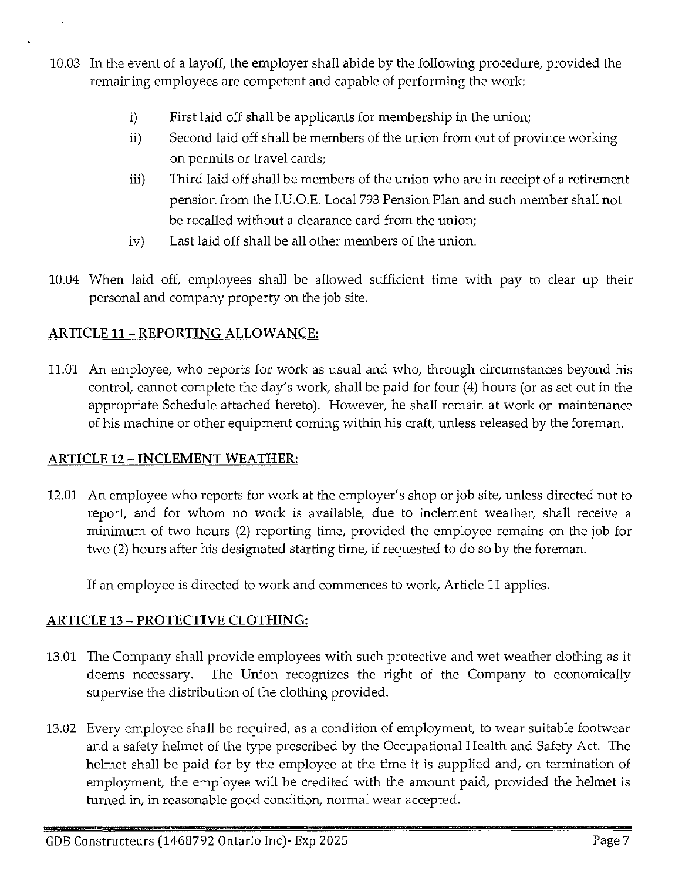10.03 In the event of a layoff, the employer shall abide by the following procedure, provided the remaining employees are competent and capable of performing the work:

i) First laid off shall be applicants for membership in the union;

ii) Second laid off shall be members of the union from out of province working on permits or travel cards;

iii) Third laid off shall be members of the union who are in receipt of a retirement pension from the I.U.O.E. Local 793 Pension Plan and such member shall not be recalled without a clearance card from the union;

iv) Last laid off shall be all other members of the union.

10.04 When laid off, employees shall be allowed sufficient time with pay to clear up their personal and company property on the job site.

## ARTICLE 11 – REPORTING ALLOWANCE:

11.01 An employee, who reports for work as usual and who, through circumstances beyond his control, cannot complete the day's work, shall be paid for four (4) hours (or as set out in the appropriate Schedule attached hereto). However, he shall remain at work on maintenance of his machine or other equipment coming within his craft, unless released by the foreman.

## ARTICLE 12 – INCLEMENT WEATHER:

12.01 An employee who reports for work at the employer's shop or job site, unless directed not to report, and for whom no work is available, due to inclement weather, shall receive a minimum of two hours (2) reporting time, provided the employee remains on the job for two (2) hours after his designated starting time, if requested to do so by the foreman.

If an employee is directed to work and commences to work, Article 11 applies.

## ARTICLE 13 – PROTECTIVE CLOTHING:

13.01 The Company shall provide employees with such protective and wet weather clothing as it deems necessary. The Union recognizes the right of the Company to economically supervise the distribution of the clothing provided.

13.02 Every employee shall be required, as a condition of employment, to wear suitable footwear and a safety helmet of the type prescribed by the Occupational Health and Safety Act. The helmet shall be paid for by the employee at the time it is supplied and, on termination of employment, the employee will be credited with the amount paid, provided the helmet is turned in, in reasonable good condition, normal wear accepted.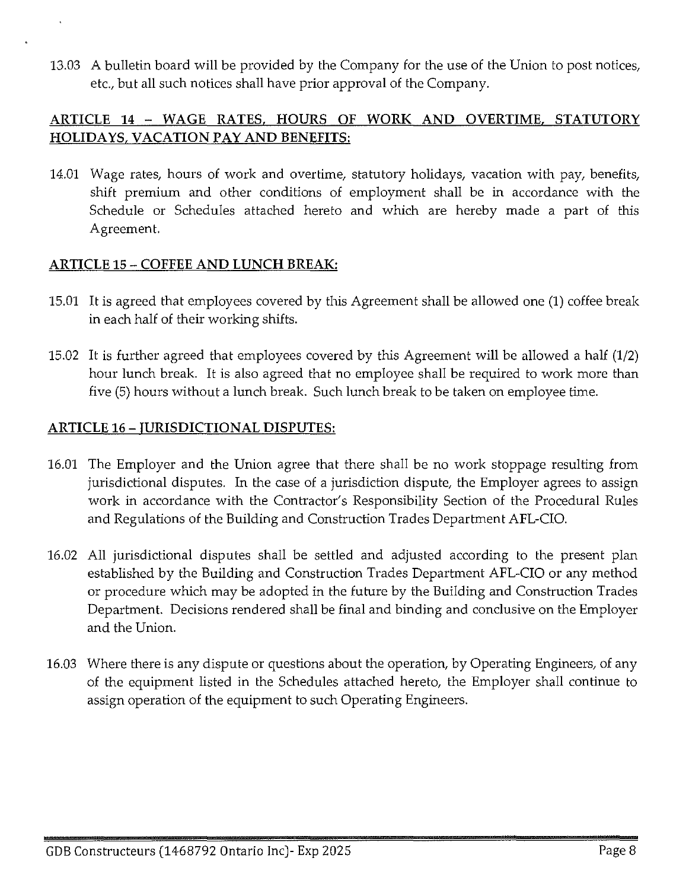13.03 A bulletin board will be provided by the Company for the use of the Union to post notices, etc., but all such notices shall have prior approval of the Company.

## ARTICLE 14 – WAGE RATES, HOURS OF WORK AND OVERTIME, STATUTORY HOLIDAYS, VACATION PAY AND BENEFITS:

14.01 Wage rates, hours of work and overtime, statutory holidays, vacation with pay, benefits, shift premium and other conditions of employment shall be in accordance with the Schedule or Schedules attached hereto and which are hereby made a part of this Agreement.

## ARTICLE 15 – COFFEE AND LUNCH BREAK:

15.01 It is agreed that employees covered by this Agreement shall be allowed one (1) coffee break in each half of their working shifts.

15.02 It is further agreed that employees covered by this Agreement will be allowed a half (1/2) hour lunch break. It is also agreed that no employee shall be required to work more than five (5) hours without a lunch break. Such lunch break to be taken on employee time.

## ARTICLE 16 – JURISDICTIONAL DISPUTES:

16.01 The Employer and the Union agree that there shall be no work stoppage resulting from jurisdictional disputes. In the case of a jurisdiction dispute, the Employer agrees to assign work in accordance with the Contractor's Responsibility Section of the Procedural Rules and Regulations of the Building and Construction Trades Department AFL-CIO.

16.02 All jurisdictional disputes shall be settled and adjusted according to the present plan established by the Building and Construction Trades Department AFL-CIO or any method or procedure which may be adopted in the future by the Building and Construction Trades Department. Decisions rendered shall be final and binding and conclusive on the Employer and the Union.

16.03 Where there is any dispute or questions about the operation, by Operating Engineers, of any of the equipment listed in the Schedules attached hereto, the Employer shall continue to assign operation of the equipment to such Operating Engineers.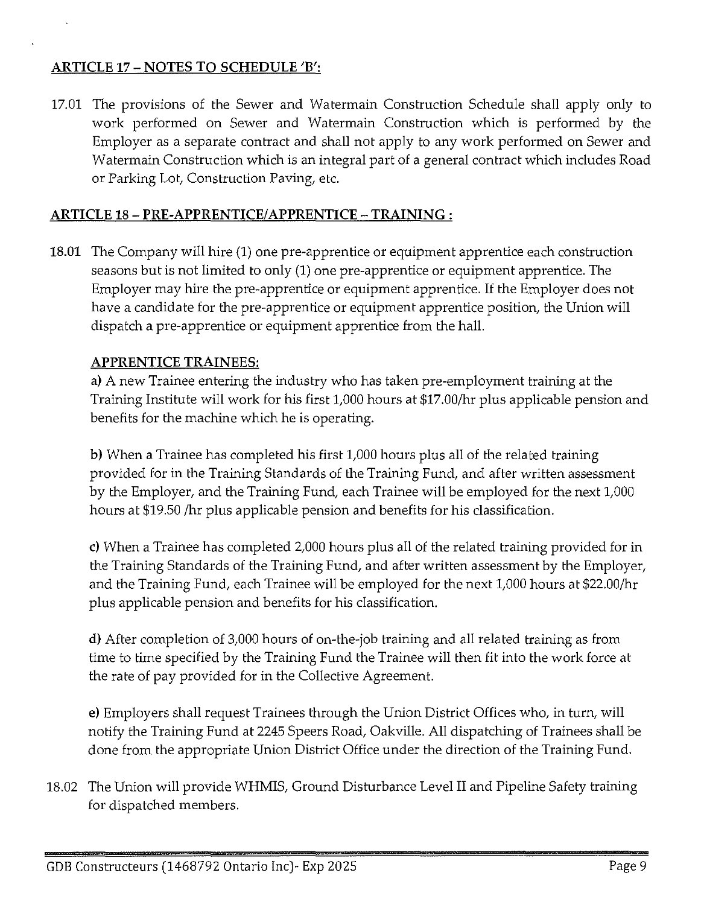## ARTICLE 17 – NOTES TO SCHEDULE 'B':

17.01 The provisions of the Sewer and Watermain Construction Schedule shall apply only to work performed on Sewer and Watermain Construction which is performed by the Employer as a separate contract and shall not apply to any work performed on Sewer and Watermain Construction which is an integral part of a general contract which includes Road or Parking Lot, Construction Paving, etc.

## ARTICLE 18 – PRE-APPRENTICE/APPRENTICE – TRAINING :

**18.01** The Company will hire (1) one pre-apprentice or equipment apprentice each construction seasons but is not limited to only (1) one pre-apprentice or equipment apprentice. The Employer may hire the pre-apprentice or equipment apprentice. If the Employer does not have a candidate for the pre-apprentice or equipment apprentice position, the Union will dispatch a pre-apprentice or equipment apprentice from the hall.

### APPRENTICE TRAINEES:

**a)** A new Trainee entering the industry who has taken pre-employment training at the Training Institute will work for his first 1,000 hours at $17.00/hr plus applicable pension and benefits for the machine which he is operating.

**b)** When a Trainee has completed his first 1,000 hours plus all of the related training provided for in the Training Standards of the Training Fund, and after written assessment by the Employer, and the Training Fund, each Trainee will be employed for the next 1,000 hours at $19.50 /hr plus applicable pension and benefits for his classification.

**c)** When a Trainee has completed 2,000 hours plus all of the related training provided for in the Training Standards of the Training Fund, and after written assessment by the Employer, and the Training Fund, each Trainee will be employed for the next 1,000 hours at $22.00/hr plus applicable pension and benefits for his classification.

**d)** After completion of 3,000 hours of on-the-job training and all related training as from time to time specified by the Training Fund the Trainee will then fit into the work force at the rate of pay provided for in the Collective Agreement.

**e)** Employers shall request Trainees through the Union District Offices who, in turn, will notify the Training Fund at 2245 Speers Road, Oakville. All dispatching of Trainees shall be done from the appropriate Union District Office under the direction of the Training Fund.

18.02 The Union will provide WHMIS, Ground Disturbance Level II and Pipeline Safety training for dispatched members.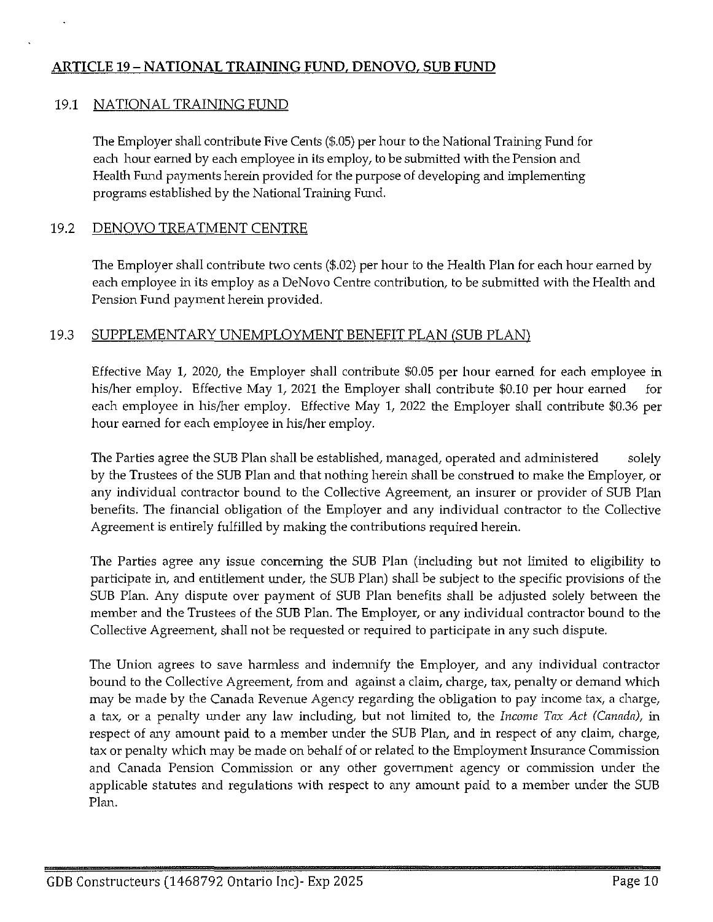## ARTICLE 19 – NATIONAL TRAINING FUND, DENOVO, SUB FUND

### 19.1 NATIONAL TRAINING FUND

The Employer shall contribute Five Cents ($.05) per hour to the National Training Fund for each hour earned by each employee in its employ, to be submitted with the Pension and Health Fund payments herein provided for the purpose of developing and implementing programs established by the National Training Fund.

### 19.2 DENOVO TREATMENT CENTRE

The Employer shall contribute two cents ($.02) per hour to the Health Plan for each hour earned by each employee in its employ as a DeNovo Centre contribution, to be submitted with the Health and Pension Fund payment herein provided.

### 19.3 SUPPLEMENTARY UNEMPLOYMENT BENEFIT PLAN (SUB PLAN)

Effective May 1, 2020, the Employer shall contribute $0.05 per hour earned for each employee in his/her employ. Effective May 1, 2021 the Employer shall contribute $0.10 per hour earned for each employee in his/her employ. Effective May 1, 2022 the Employer shall contribute $0.36 per hour earned for each employee in his/her employ.

The Parties agree the SUB Plan shall be established, managed, operated and administered solely by the Trustees of the SUB Plan and that nothing herein shall be construed to make the Employer, or any individual contractor bound to the Collective Agreement, an insurer or provider of SUB Plan benefits. The financial obligation of the Employer and any individual contractor to the Collective Agreement is entirely fulfilled by making the contributions required herein.

The Parties agree any issue concerning the SUB Plan (including but not limited to eligibility to participate in, and entitlement under, the SUB Plan) shall be subject to the specific provisions of the SUB Plan. Any dispute over payment of SUB Plan benefits shall be adjusted solely between the member and the Trustees of the SUB Plan. The Employer, or any individual contractor bound to the Collective Agreement, shall not be requested or required to participate in any such dispute.

The Union agrees to save harmless and indemnify the Employer, and any individual contractor bound to the Collective Agreement, from and against a claim, charge, tax, penalty or demand which may be made by the Canada Revenue Agency regarding the obligation to pay income tax, a charge, a tax, or a penalty under any law including, but not limited to, the *Income Tax Act (Canada)*, in respect of any amount paid to a member under the SUB Plan, and in respect of any claim, charge, tax or penalty which may be made on behalf of or related to the Employment Insurance Commission and Canada Pension Commission or any other government agency or commission under the applicable statutes and regulations with respect to any amount paid to a member under the SUB Plan.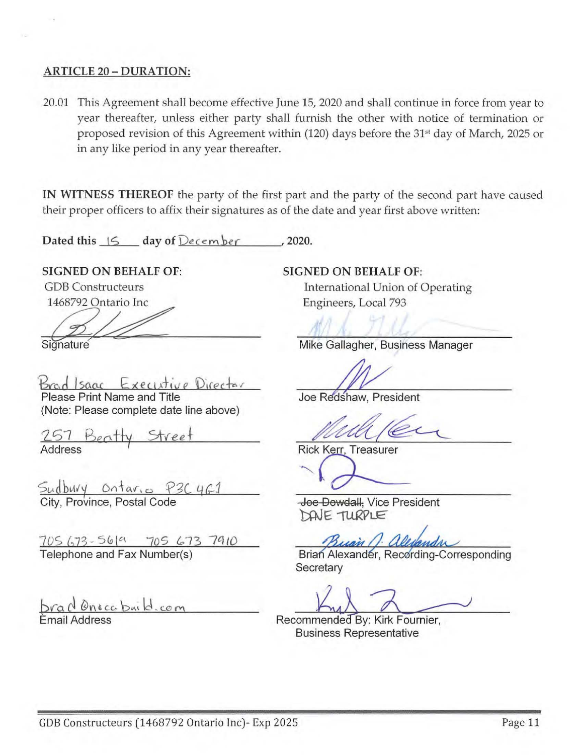## ARTICLE 20 – DURATION:

20.01 This Agreement shall become effective June 15, 2020 and shall continue in force from year to year thereafter, unless either party shall furnish the other with notice of termination or proposed revision of this Agreement within (120) days before the 31st day of March, 2025 or in any like period in any year thereafter.

**IN WITNESS THEREOF** the party of the first part and the party of the second part have caused their proper officers to affix their signatures as of the date and year first above written:

**Dated this** 15 **day of** December **, 2020.**

**SIGNED ON BEHALF OF:**
GDB Constructeurs
1468792 Ontario Inc

Signature

Brad Isaac Executive Director
Please Print Name and Title
(Note: Please complete date line above)

257 Beatty Street
Address

Sudbury Ontario P3C 4G1
City, Province, Postal Code

705 673-5619 705 673 7910
Telephone and Fax Number(s)

brad@nocabuild.com
Email Address

**SIGNED ON BEHALF OF:**
International Union of Operating Engineers, Local 793

Mike Gallagher, Business Manager

Joe Redshaw, President

Rick Kerr, Treasurer

~~Joe Dowdall~~, Vice President
DAVE TURPLE

Brian Alexander, Recording-Corresponding Secretary

Recommended By: Kirk Fournier, Business Representative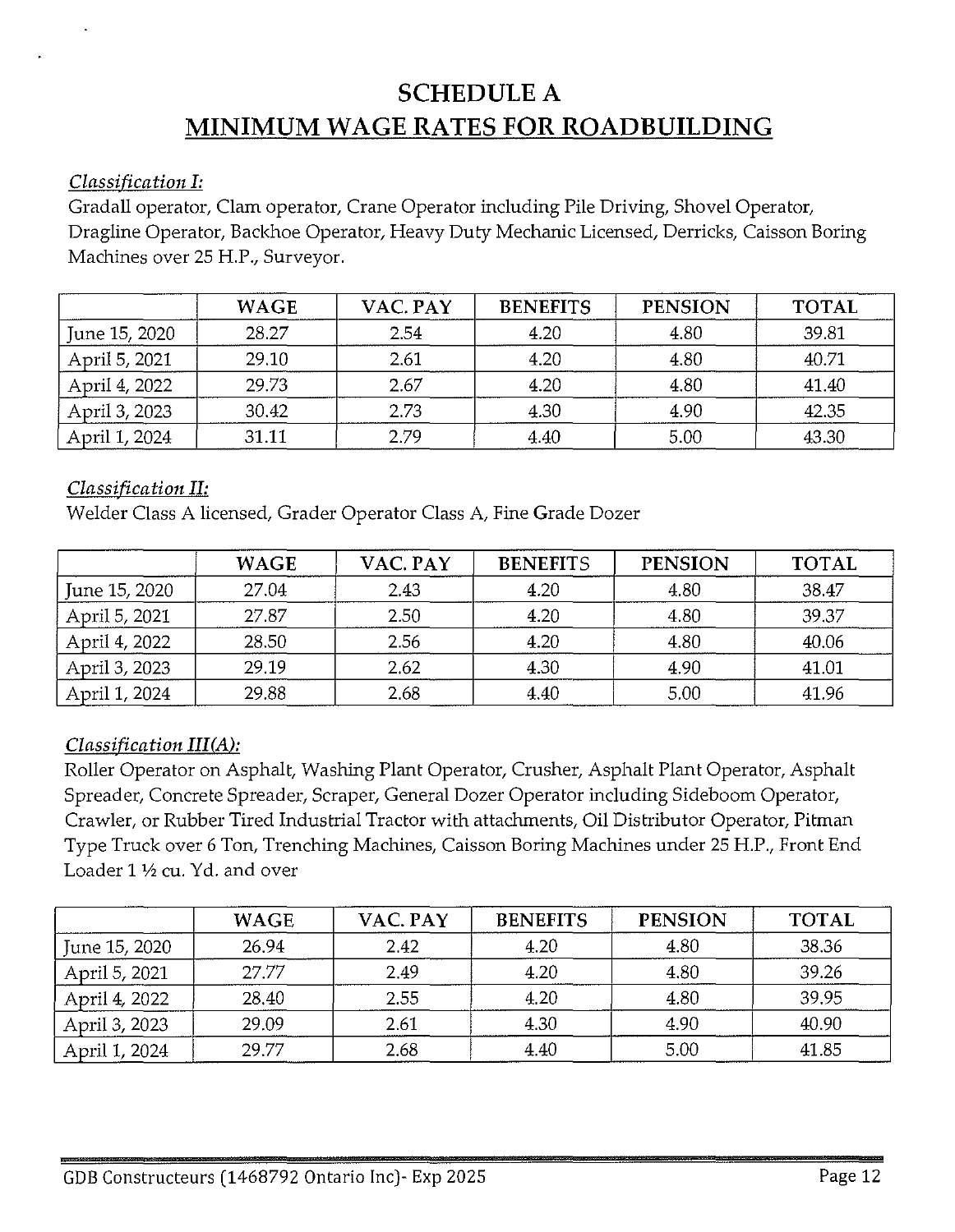# SCHEDULE A
## MINIMUM WAGE RATES FOR ROADBUILDING

*Classification I:*
Gradall operator, Clam operator, Crane Operator including Pile Driving, Shovel Operator, Dragline Operator, Backhoe Operator, Heavy Duty Mechanic Licensed, Derricks, Caisson Boring Machines over 25 H.P., Surveyor.

| | WAGE | VAC. PAY | BENEFITS | PENSION | TOTAL |
|---|---|---|---|---|---|
| June 15, 2020 | 28.27 | 2.54 | 4.20 | 4.80 | 39.81 |
| April 5, 2021 | 29.10 | 2.61 | 4.20 | 4.80 | 40.71 |
| April 4, 2022 | 29.73 | 2.67 | 4.20 | 4.80 | 41.40 |
| April 3, 2023 | 30.42 | 2.73 | 4.30 | 4.90 | 42.35 |
| April 1, 2024 | 31.11 | 2.79 | 4.40 | 5.00 | 43.30 |

*Classification II:*
Welder Class A licensed, Grader Operator Class A, Fine Grade Dozer

| | WAGE | VAC. PAY | BENEFITS | PENSION | TOTAL |
|---|---|---|---|---|---|
| June 15, 2020 | 27.04 | 2.43 | 4.20 | 4.80 | 38.47 |
| April 5, 2021 | 27.87 | 2.50 | 4.20 | 4.80 | 39.37 |
| April 4, 2022 | 28.50 | 2.56 | 4.20 | 4.80 | 40.06 |
| April 3, 2023 | 29.19 | 2.62 | 4.30 | 4.90 | 41.01 |
| April 1, 2024 | 29.88 | 2.68 | 4.40 | 5.00 | 41.96 |

*Classification III(A):*
Roller Operator on Asphalt, Washing Plant Operator, Crusher, Asphalt Plant Operator, Asphalt Spreader, Concrete Spreader, Scraper, General Dozer Operator including Sideboom Operator, Crawler, or Rubber Tired Industrial Tractor with attachments, Oil Distributor Operator, Pitman Type Truck over 6 Ton, Trenching Machines, Caisson Boring Machines under 25 H.P., Front End Loader 1 ½ cu. Yd. and over

| | WAGE | VAC. PAY | BENEFITS | PENSION | TOTAL |
|---|---|---|---|---|---|
| June 15, 2020 | 26.94 | 2.42 | 4.20 | 4.80 | 38.36 |
| April 5, 2021 | 27.77 | 2.49 | 4.20 | 4.80 | 39.26 |
| April 4, 2022 | 28.40 | 2.55 | 4.20 | 4.80 | 39.95 |
| April 3, 2023 | 29.09 | 2.61 | 4.30 | 4.90 | 40.90 |
| April 1, 2024 | 29.77 | 2.68 | 4.40 | 5.00 | 41.85 |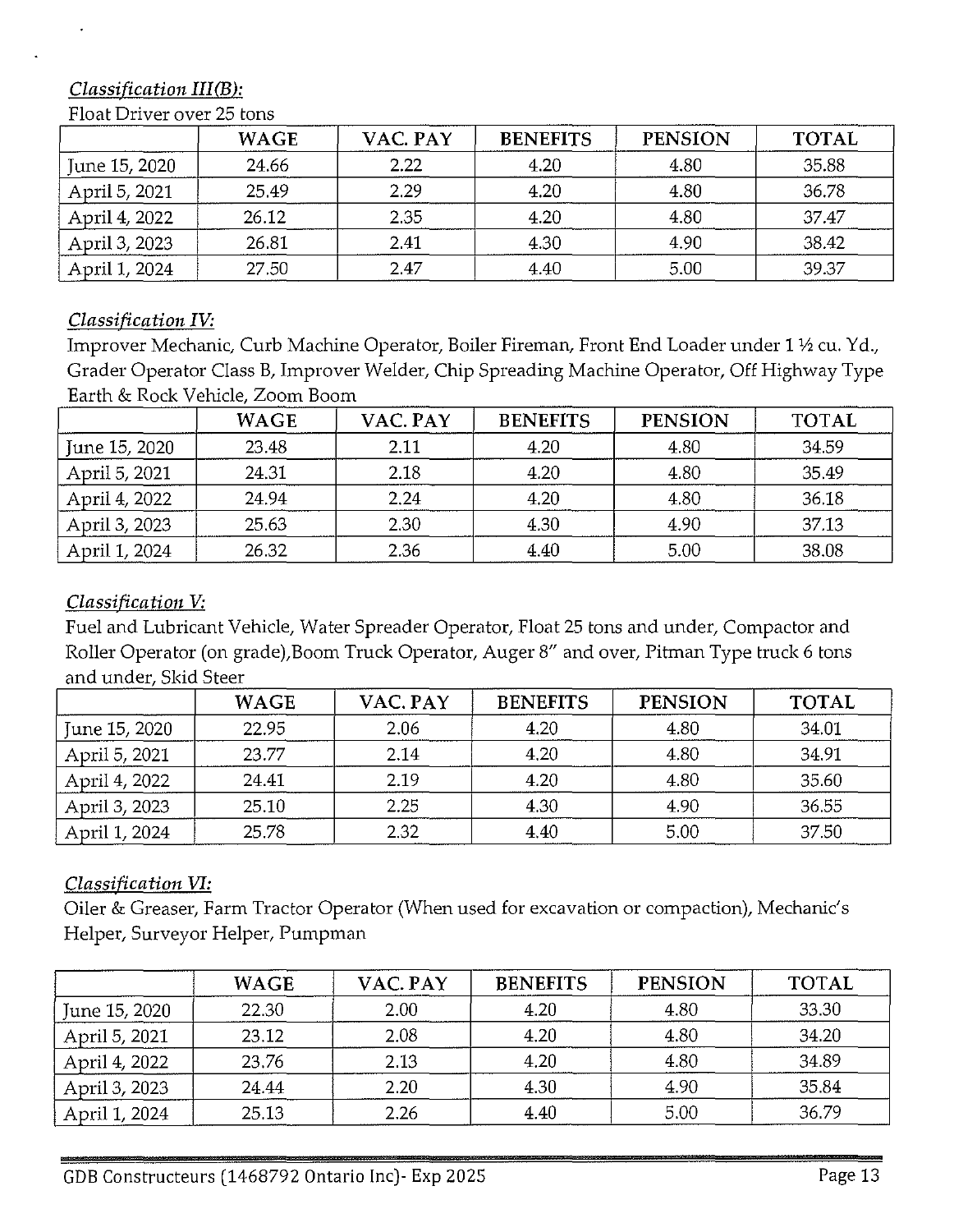*Classification III(B):*

Float Driver over 25 tons

| | WAGE | VAC. PAY | BENEFITS | PENSION | TOTAL |
|---|---|---|---|---|---|
| June 15, 2020 | 24.66 | 2.22 | 4.20 | 4.80 | 35.88 |
| April 5, 2021 | 25.49 | 2.29 | 4.20 | 4.80 | 36.78 |
| April 4, 2022 | 26.12 | 2.35 | 4.20 | 4.80 | 37.47 |
| April 3, 2023 | 26.81 | 2.41 | 4.30 | 4.90 | 38.42 |
| April 1, 2024 | 27.50 | 2.47 | 4.40 | 5.00 | 39.37 |

*Classification IV:*

Improver Mechanic, Curb Machine Operator, Boiler Fireman, Front End Loader under 1 ½ cu. Yd., Grader Operator Class B, Improver Welder, Chip Spreading Machine Operator, Off Highway Type Earth & Rock Vehicle, Zoom Boom

| | WAGE | VAC. PAY | BENEFITS | PENSION | TOTAL |
|---|---|---|---|---|---|
| June 15, 2020 | 23.48 | 2.11 | 4.20 | 4.80 | 34.59 |
| April 5, 2021 | 24.31 | 2.18 | 4.20 | 4.80 | 35.49 |
| April 4, 2022 | 24.94 | 2.24 | 4.20 | 4.80 | 36.18 |
| April 3, 2023 | 25.63 | 2.30 | 4.30 | 4.90 | 37.13 |
| April 1, 2024 | 26.32 | 2.36 | 4.40 | 5.00 | 38.08 |

*Classification V:*

Fuel and Lubricant Vehicle, Water Spreader Operator, Float 25 tons and under, Compactor and Roller Operator (on grade),Boom Truck Operator, Auger 8" and over, Pitman Type truck 6 tons and under, Skid Steer

| | WAGE | VAC. PAY | BENEFITS | PENSION | TOTAL |
|---|---|---|---|---|---|
| June 15, 2020 | 22.95 | 2.06 | 4.20 | 4.80 | 34.01 |
| April 5, 2021 | 23.77 | 2.14 | 4.20 | 4.80 | 34.91 |
| April 4, 2022 | 24.41 | 2.19 | 4.20 | 4.80 | 35.60 |
| April 3, 2023 | 25.10 | 2.25 | 4.30 | 4.90 | 36.55 |
| April 1, 2024 | 25.78 | 2.32 | 4.40 | 5.00 | 37.50 |

*Classification VI:*

Oiler & Greaser, Farm Tractor Operator (When used for excavation or compaction), Mechanic's Helper, Surveyor Helper, Pumpman

| | WAGE | VAC. PAY | BENEFITS | PENSION | TOTAL |
|---|---|---|---|---|---|
| June 15, 2020 | 22.30 | 2.00 | 4.20 | 4.80 | 33.30 |
| April 5, 2021 | 23.12 | 2.08 | 4.20 | 4.80 | 34.20 |
| April 4, 2022 | 23.76 | 2.13 | 4.20 | 4.80 | 34.89 |
| April 3, 2023 | 24.44 | 2.20 | 4.30 | 4.90 | 35.84 |
| April 1, 2024 | 25.13 | 2.26 | 4.40 | 5.00 | 36.79 |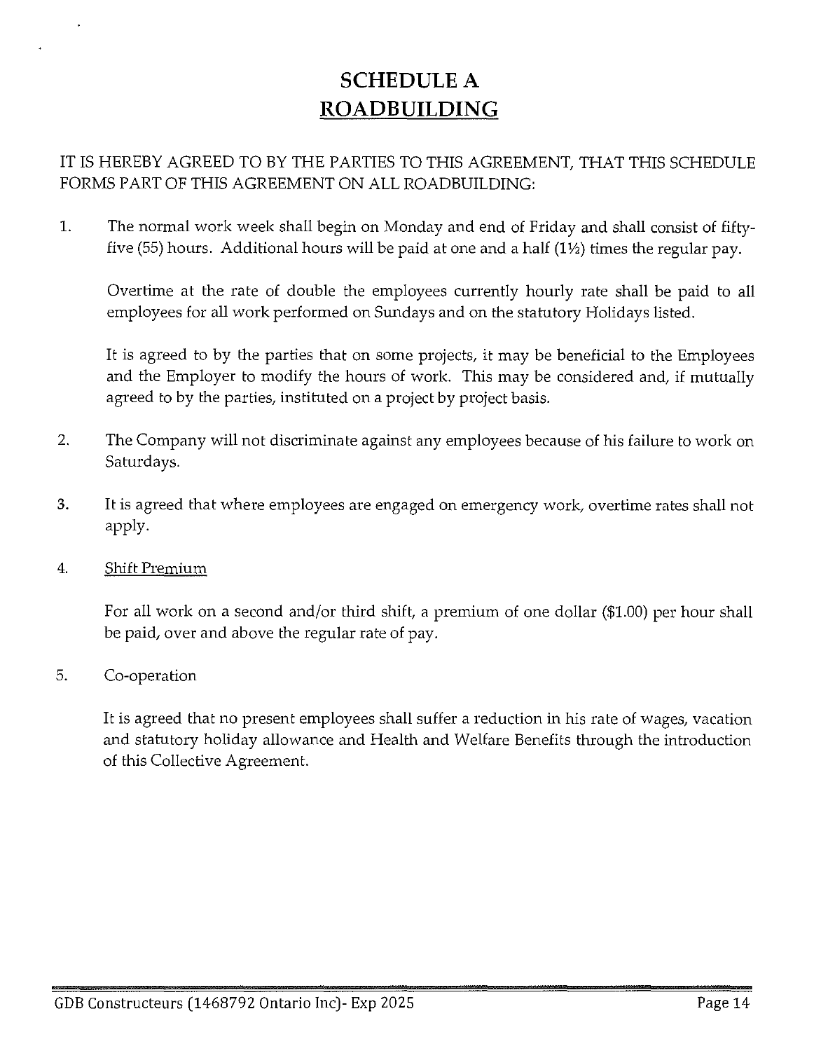# SCHEDULE A
# ROADBUILDING

IT IS HEREBY AGREED TO BY THE PARTIES TO THIS AGREEMENT, THAT THIS SCHEDULE FORMS PART OF THIS AGREEMENT ON ALL ROADBUILDING:

1. The normal work week shall begin on Monday and end of Friday and shall consist of fifty-five (55) hours. Additional hours will be paid at one and a half (1½) times the regular pay.

   Overtime at the rate of double the employees currently hourly rate shall be paid to all employees for all work performed on Sundays and on the statutory Holidays listed.

   It is agreed to by the parties that on some projects, it may be beneficial to the Employees and the Employer to modify the hours of work. This may be considered and, if mutually agreed to by the parties, instituted on a project by project basis.

2. The Company will not discriminate against any employees because of his failure to work on Saturdays.

3. It is agreed that where employees are engaged on emergency work, overtime rates shall not apply.

4. Shift Premium

   For all work on a second and/or third shift, a premium of one dollar ($1.00) per hour shall be paid, over and above the regular rate of pay.

5. Co-operation

   It is agreed that no present employees shall suffer a reduction in his rate of wages, vacation and statutory holiday allowance and Health and Welfare Benefits through the introduction of this Collective Agreement.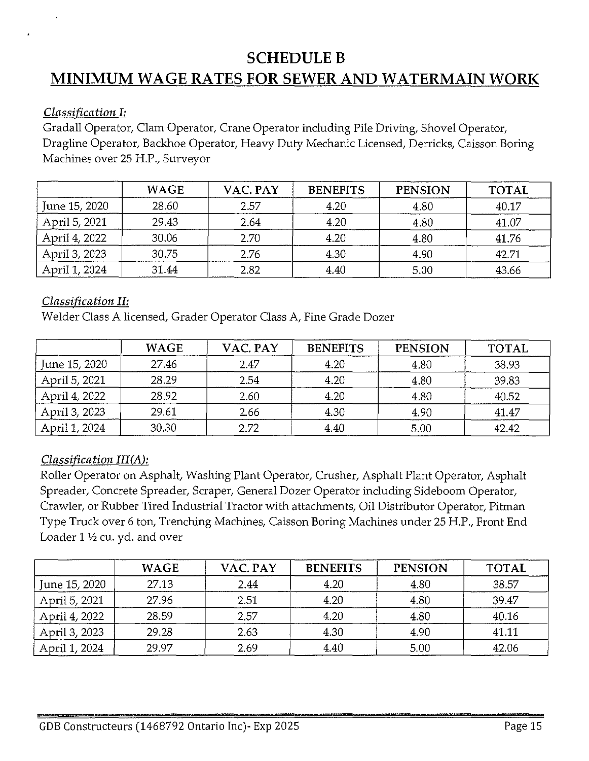# SCHEDULE B
## MINIMUM WAGE RATES FOR SEWER AND WATERMAIN WORK

*Classification I:*

Gradall Operator, Clam Operator, Crane Operator including Pile Driving, Shovel Operator, Dragline Operator, Backhoe Operator, Heavy Duty Mechanic Licensed, Derricks, Caisson Boring Machines over 25 H.P., Surveyor

| | WAGE | VAC. PAY | BENEFITS | PENSION | TOTAL |
|---|---|---|---|---|---|
| June 15, 2020 | 28.60 | 2.57 | 4.20 | 4.80 | 40.17 |
| April 5, 2021 | 29.43 | 2.64 | 4.20 | 4.80 | 41.07 |
| April 4, 2022 | 30.06 | 2.70 | 4.20 | 4.80 | 41.76 |
| April 3, 2023 | 30.75 | 2.76 | 4.30 | 4.90 | 42.71 |
| April 1, 2024 | 31.44 | 2.82 | 4.40 | 5.00 | 43.66 |

*Classification II:*

Welder Class A licensed, Grader Operator Class A, Fine Grade Dozer

| | WAGE | VAC. PAY | BENEFITS | PENSION | TOTAL |
|---|---|---|---|---|---|
| June 15, 2020 | 27.46 | 2.47 | 4.20 | 4.80 | 38.93 |
| April 5, 2021 | 28.29 | 2.54 | 4.20 | 4.80 | 39.83 |
| April 4, 2022 | 28.92 | 2.60 | 4.20 | 4.80 | 40.52 |
| April 3, 2023 | 29.61 | 2.66 | 4.30 | 4.90 | 41.47 |
| April 1, 2024 | 30.30 | 2.72 | 4.40 | 5.00 | 42.42 |

*Classification III(A):*

Roller Operator on Asphalt, Washing Plant Operator, Crusher, Asphalt Plant Operator, Asphalt Spreader, Concrete Spreader, Scraper, General Dozer Operator including Sideboom Operator, Crawler, or Rubber Tired Industrial Tractor with attachments, Oil Distributor Operator, Pitman Type Truck over 6 ton, Trenching Machines, Caisson Boring Machines under 25 H.P., Front End Loader 1 ½ cu. yd. and over

| | WAGE | VAC. PAY | BENEFITS | PENSION | TOTAL |
|---|---|---|---|---|---|
| June 15, 2020 | 27.13 | 2.44 | 4.20 | 4.80 | 38.57 |
| April 5, 2021 | 27.96 | 2.51 | 4.20 | 4.80 | 39.47 |
| April 4, 2022 | 28.59 | 2.57 | 4.20 | 4.80 | 40.16 |
| April 3, 2023 | 29.28 | 2.63 | 4.30 | 4.90 | 41.11 |
| April 1, 2024 | 29.97 | 2.69 | 4.40 | 5.00 | 42.06 |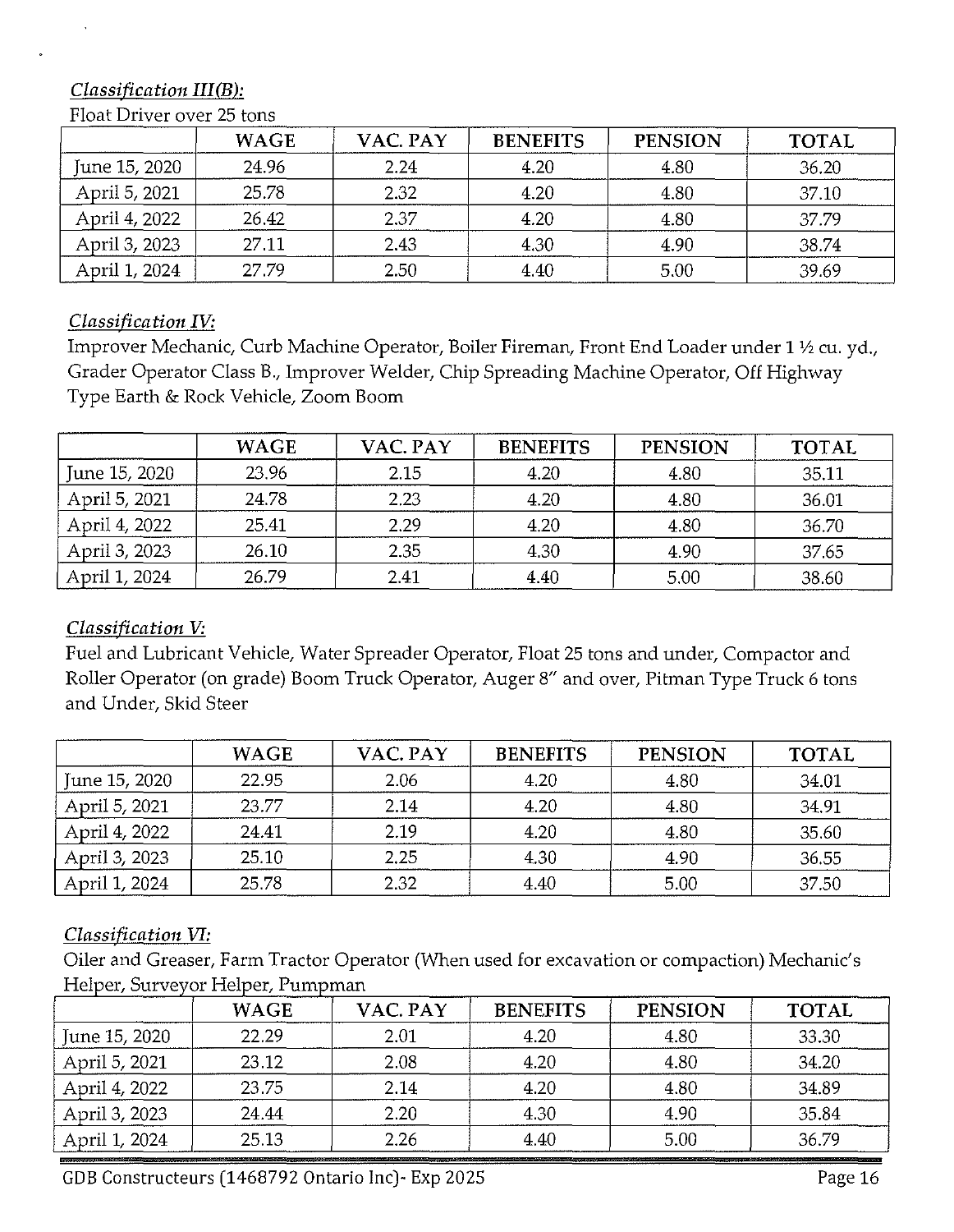*Classification III(B):*

Float Driver over 25 tons

| | WAGE | VAC. PAY | BENEFITS | PENSION | TOTAL |
|---|---|---|---|---|---|
| June 15, 2020 | 24.96 | 2.24 | 4.20 | 4.80 | 36.20 |
| April 5, 2021 | 25.78 | 2.32 | 4.20 | 4.80 | 37.10 |
| April 4, 2022 | 26.42 | 2.37 | 4.20 | 4.80 | 37.79 |
| April 3, 2023 | 27.11 | 2.43 | 4.30 | 4.90 | 38.74 |
| April 1, 2024 | 27.79 | 2.50 | 4.40 | 5.00 | 39.69 |

*Classification IV:*

Improver Mechanic, Curb Machine Operator, Boiler Fireman, Front End Loader under 1 ½ cu. yd., Grader Operator Class B., Improver Welder, Chip Spreading Machine Operator, Off Highway Type Earth & Rock Vehicle, Zoom Boom

| | WAGE | VAC. PAY | BENEFITS | PENSION | TOTAL |
|---|---|---|---|---|---|
| June 15, 2020 | 23.96 | 2.15 | 4.20 | 4.80 | 35.11 |
| April 5, 2021 | 24.78 | 2.23 | 4.20 | 4.80 | 36.01 |
| April 4, 2022 | 25.41 | 2.29 | 4.20 | 4.80 | 36.70 |
| April 3, 2023 | 26.10 | 2.35 | 4.30 | 4.90 | 37.65 |
| April 1, 2024 | 26.79 | 2.41 | 4.40 | 5.00 | 38.60 |

*Classification V:*

Fuel and Lubricant Vehicle, Water Spreader Operator, Float 25 tons and under, Compactor and Roller Operator (on grade) Boom Truck Operator, Auger 8" and over, Pitman Type Truck 6 tons and Under, Skid Steer

| | WAGE | VAC. PAY | BENEFITS | PENSION | TOTAL |
|---|---|---|---|---|---|
| June 15, 2020 | 22.95 | 2.06 | 4.20 | 4.80 | 34.01 |
| April 5, 2021 | 23.77 | 2.14 | 4.20 | 4.80 | 34.91 |
| April 4, 2022 | 24.41 | 2.19 | 4.20 | 4.80 | 35.60 |
| April 3, 2023 | 25.10 | 2.25 | 4.30 | 4.90 | 36.55 |
| April 1, 2024 | 25.78 | 2.32 | 4.40 | 5.00 | 37.50 |

*Classification VI:*

Oiler and Greaser, Farm Tractor Operator (When used for excavation or compaction) Mechanic's Helper, Surveyor Helper, Pumpman

| | WAGE | VAC. PAY | BENEFITS | PENSION | TOTAL |
|---|---|---|---|---|---|
| June 15, 2020 | 22.29 | 2.01 | 4.20 | 4.80 | 33.30 |
| April 5, 2021 | 23.12 | 2.08 | 4.20 | 4.80 | 34.20 |
| April 4, 2022 | 23.75 | 2.14 | 4.20 | 4.80 | 34.89 |
| April 3, 2023 | 24.44 | 2.20 | 4.30 | 4.90 | 35.84 |
| April 1, 2024 | 25.13 | 2.26 | 4.40 | 5.00 | 36.79 |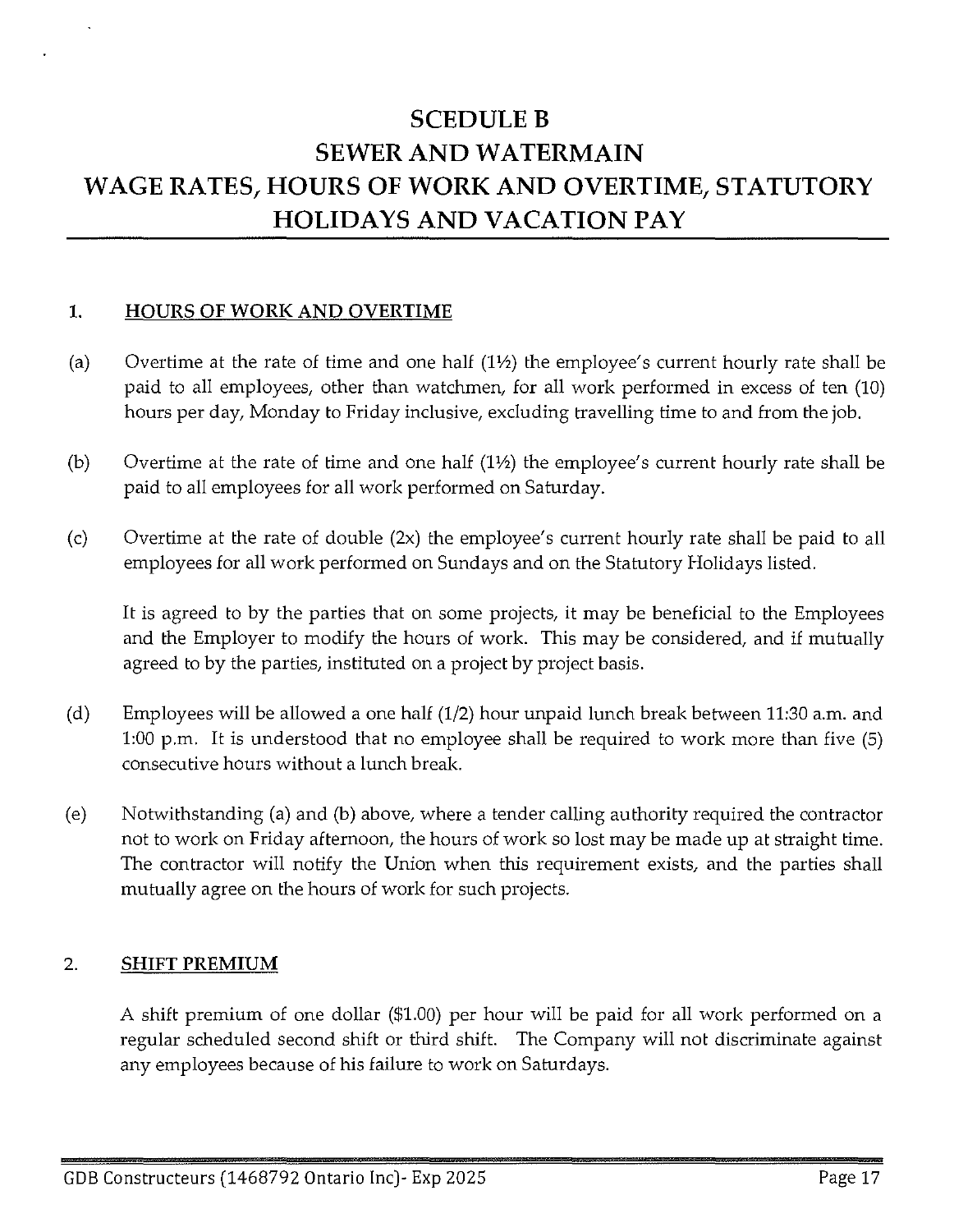# SCEDULE B
# SEWER AND WATERMAIN
# WAGE RATES, HOURS OF WORK AND OVERTIME, STATUTORY HOLIDAYS AND VACATION PAY

## 1. HOURS OF WORK AND OVERTIME

(a) Overtime at the rate of time and one half (1½) the employee's current hourly rate shall be paid to all employees, other than watchmen, for all work performed in excess of ten (10) hours per day, Monday to Friday inclusive, excluding travelling time to and from the job.

(b) Overtime at the rate of time and one half (1½) the employee's current hourly rate shall be paid to all employees for all work performed on Saturday.

(c) Overtime at the rate of double (2x) the employee's current hourly rate shall be paid to all employees for all work performed on Sundays and on the Statutory Holidays listed.

It is agreed to by the parties that on some projects, it may be beneficial to the Employees and the Employer to modify the hours of work. This may be considered, and if mutually agreed to by the parties, instituted on a project by project basis.

(d) Employees will be allowed a one half (1/2) hour unpaid lunch break between 11:30 a.m. and 1:00 p.m. It is understood that no employee shall be required to work more than five (5) consecutive hours without a lunch break.

(e) Notwithstanding (a) and (b) above, where a tender calling authority required the contractor not to work on Friday afternoon, the hours of work so lost may be made up at straight time. The contractor will notify the Union when this requirement exists, and the parties shall mutually agree on the hours of work for such projects.

## 2. SHIFT PREMIUM

A shift premium of one dollar ($1.00) per hour will be paid for all work performed on a regular scheduled second shift or third shift. The Company will not discriminate against any employees because of his failure to work on Saturdays.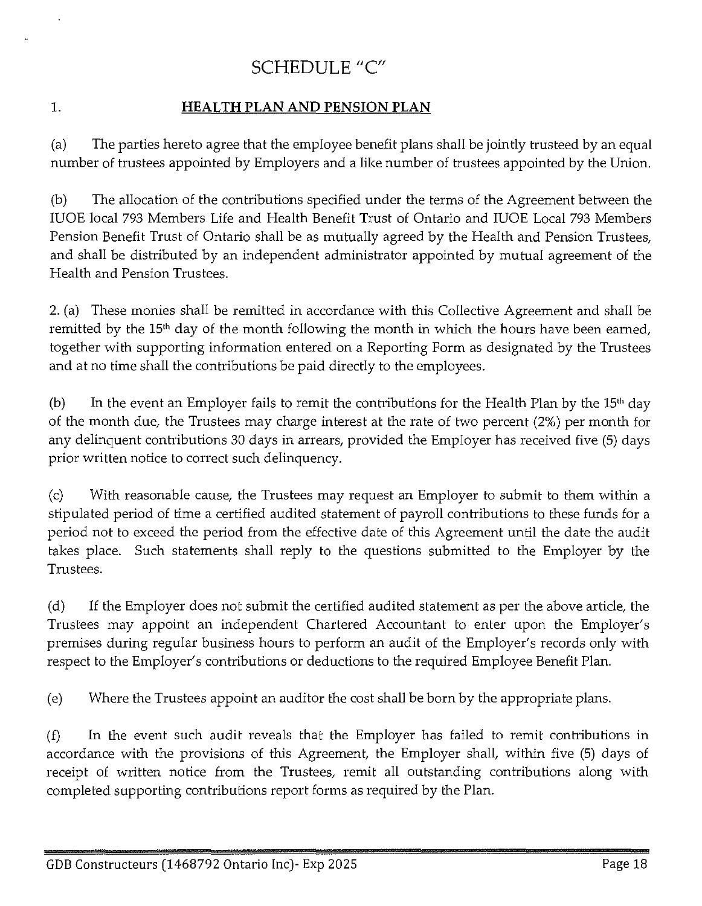# SCHEDULE "C"

## 1. HEALTH PLAN AND PENSION PLAN

(a) The parties hereto agree that the employee benefit plans shall be jointly trusteed by an equal number of trustees appointed by Employers and a like number of trustees appointed by the Union.

(b) The allocation of the contributions specified under the terms of the Agreement between the IUOE local 793 Members Life and Health Benefit Trust of Ontario and IUOE Local 793 Members Pension Benefit Trust of Ontario shall be as mutually agreed by the Health and Pension Trustees, and shall be distributed by an independent administrator appointed by mutual agreement of the Health and Pension Trustees.

2. (a) These monies shall be remitted in accordance with this Collective Agreement and shall be remitted by the 15th day of the month following the month in which the hours have been earned, together with supporting information entered on a Reporting Form as designated by the Trustees and at no time shall the contributions be paid directly to the employees.

(b) In the event an Employer fails to remit the contributions for the Health Plan by the 15th day of the month due, the Trustees may charge interest at the rate of two percent (2%) per month for any delinquent contributions 30 days in arrears, provided the Employer has received five (5) days prior written notice to correct such delinquency.

(c) With reasonable cause, the Trustees may request an Employer to submit to them within a stipulated period of time a certified audited statement of payroll contributions to these funds for a period not to exceed the period from the effective date of this Agreement until the date the audit takes place. Such statements shall reply to the questions submitted to the Employer by the Trustees.

(d) If the Employer does not submit the certified audited statement as per the above article, the Trustees may appoint an independent Chartered Accountant to enter upon the Employer's premises during regular business hours to perform an audit of the Employer's records only with respect to the Employer's contributions or deductions to the required Employee Benefit Plan.

(e) Where the Trustees appoint an auditor the cost shall be born by the appropriate plans.

(f) In the event such audit reveals that the Employer has failed to remit contributions in accordance with the provisions of this Agreement, the Employer shall, within five (5) days of receipt of written notice from the Trustees, remit all outstanding contributions along with completed supporting contributions report forms as required by the Plan.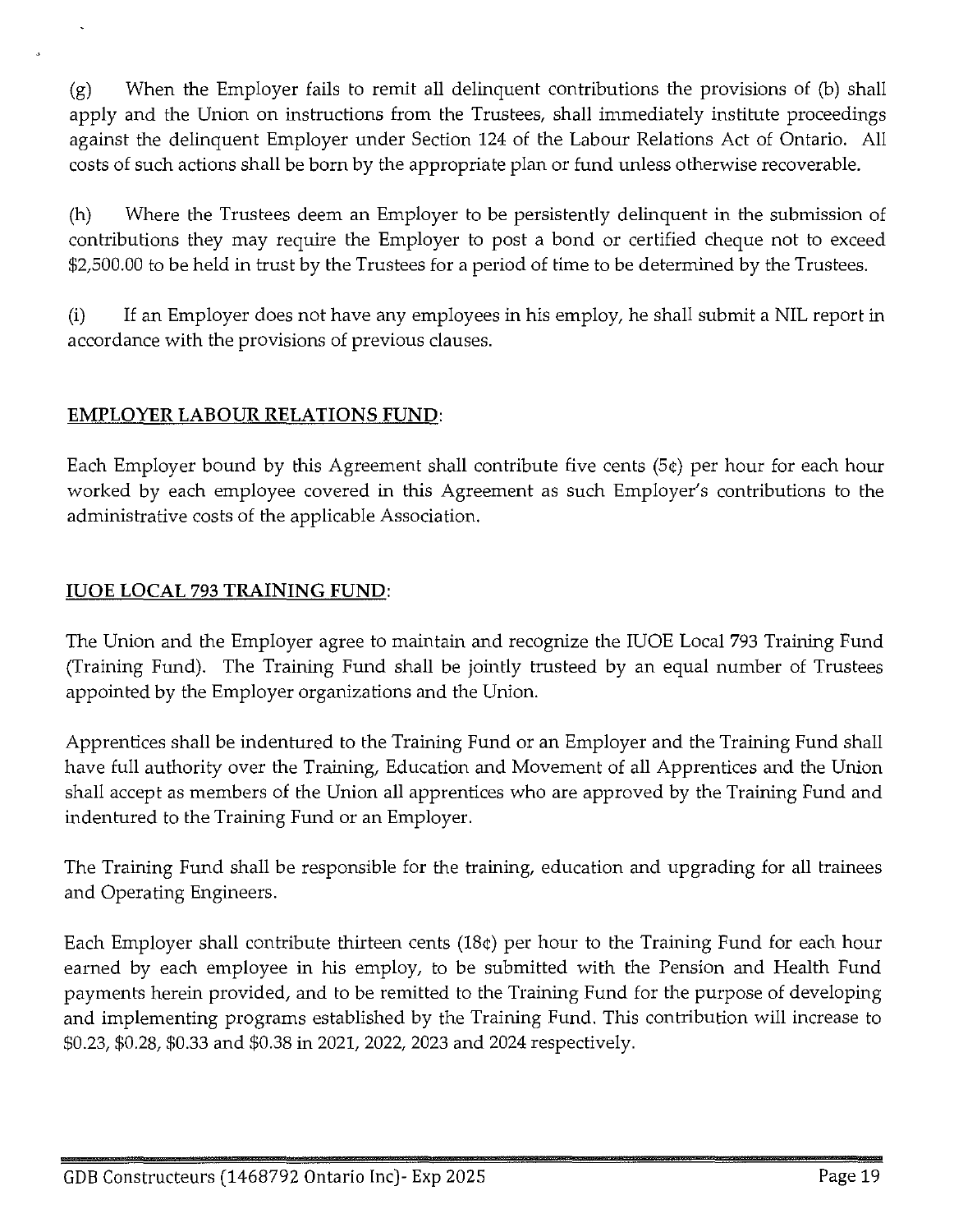(g) When the Employer fails to remit all delinquent contributions the provisions of (b) shall apply and the Union on instructions from the Trustees, shall immediately institute proceedings against the delinquent Employer under Section 124 of the Labour Relations Act of Ontario. All costs of such actions shall be born by the appropriate plan or fund unless otherwise recoverable.

(h) Where the Trustees deem an Employer to be persistently delinquent in the submission of contributions they may require the Employer to post a bond or certified cheque not to exceed $2,500.00 to be held in trust by the Trustees for a period of time to be determined by the Trustees.

(i) If an Employer does not have any employees in his employ, he shall submit a NIL report in accordance with the provisions of previous clauses.

**EMPLOYER LABOUR RELATIONS FUND:**

Each Employer bound by this Agreement shall contribute five cents (5¢) per hour for each hour worked by each employee covered in this Agreement as such Employer's contributions to the administrative costs of the applicable Association.

**IUOE LOCAL 793 TRAINING FUND:**

The Union and the Employer agree to maintain and recognize the IUOE Local 793 Training Fund (Training Fund). The Training Fund shall be jointly trusteed by an equal number of Trustees appointed by the Employer organizations and the Union.

Apprentices shall be indentured to the Training Fund or an Employer and the Training Fund shall have full authority over the Training, Education and Movement of all Apprentices and the Union shall accept as members of the Union all apprentices who are approved by the Training Fund and indentured to the Training Fund or an Employer.

The Training Fund shall be responsible for the training, education and upgrading for all trainees and Operating Engineers.

Each Employer shall contribute thirteen cents (18¢) per hour to the Training Fund for each hour earned by each employee in his employ, to be submitted with the Pension and Health Fund payments herein provided, and to be remitted to the Training Fund for the purpose of developing and implementing programs established by the Training Fund. This contribution will increase to $0.23, $0.28, $0.33 and $0.38 in 2021, 2022, 2023 and 2024 respectively.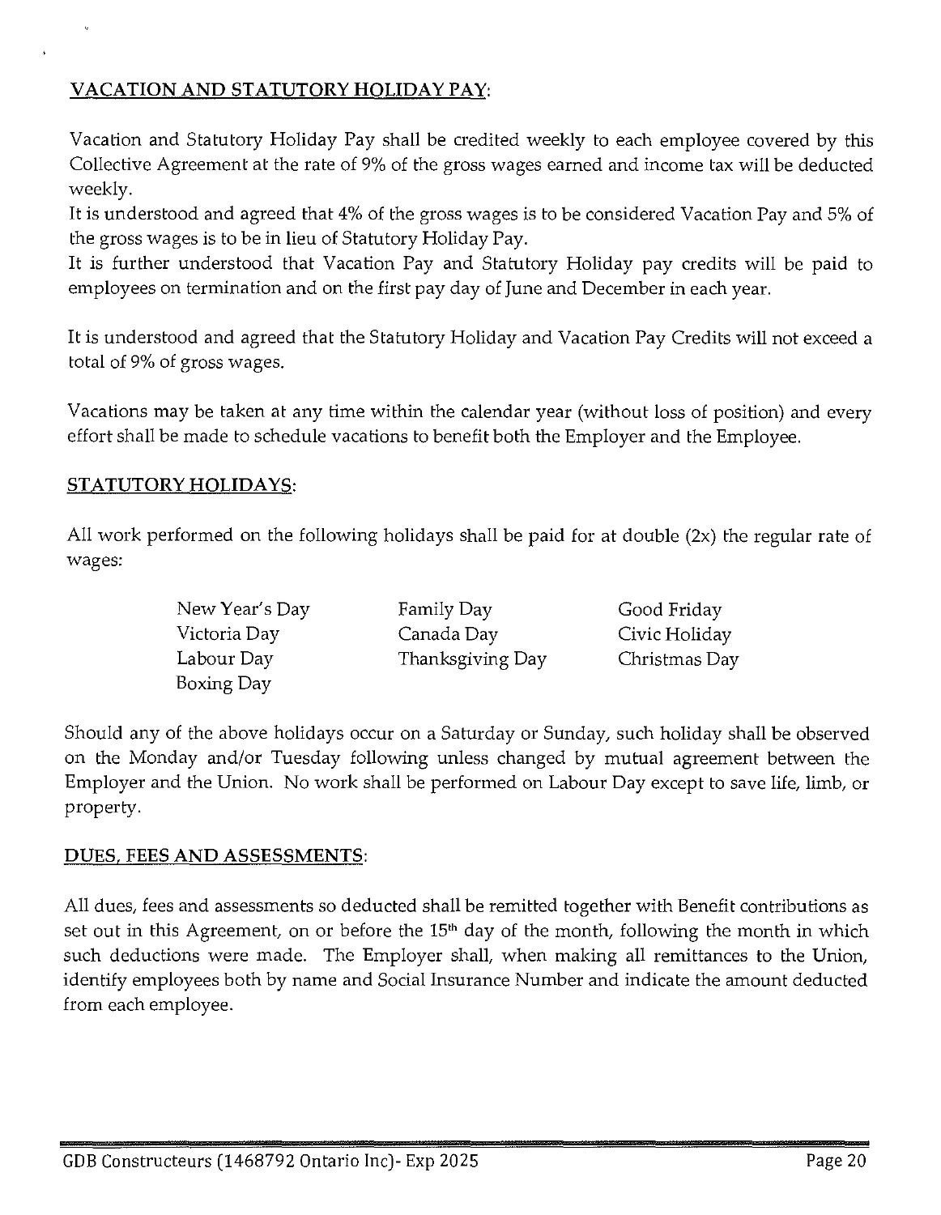## VACATION AND STATUTORY HOLIDAY PAY:

Vacation and Statutory Holiday Pay shall be credited weekly to each employee covered by this Collective Agreement at the rate of 9% of the gross wages earned and income tax will be deducted weekly.

It is understood and agreed that 4% of the gross wages is to be considered Vacation Pay and 5% of the gross wages is to be in lieu of Statutory Holiday Pay.

It is further understood that Vacation Pay and Statutory Holiday pay credits will be paid to employees on termination and on the first pay day of June and December in each year.

It is understood and agreed that the Statutory Holiday and Vacation Pay Credits will not exceed a total of 9% of gross wages.

Vacations may be taken at any time within the calendar year (without loss of position) and every effort shall be made to schedule vacations to benefit both the Employer and the Employee.

## STATUTORY HOLIDAYS:

All work performed on the following holidays shall be paid for at double (2x) the regular rate of wages:

| | | |
|---|---|---|
| New Year's Day | Family Day | Good Friday |
| Victoria Day | Canada Day | Civic Holiday |
| Labour Day | Thanksgiving Day | Christmas Day |
| Boxing Day | | |

Should any of the above holidays occur on a Saturday or Sunday, such holiday shall be observed on the Monday and/or Tuesday following unless changed by mutual agreement between the Employer and the Union. No work shall be performed on Labour Day except to save life, limb, or property.

## DUES, FEES AND ASSESSMENTS:

All dues, fees and assessments so deducted shall be remitted together with Benefit contributions as set out in this Agreement, on or before the 15th day of the month, following the month in which such deductions were made. The Employer shall, when making all remittances to the Union, identify employees both by name and Social Insurance Number and indicate the amount deducted from each employee.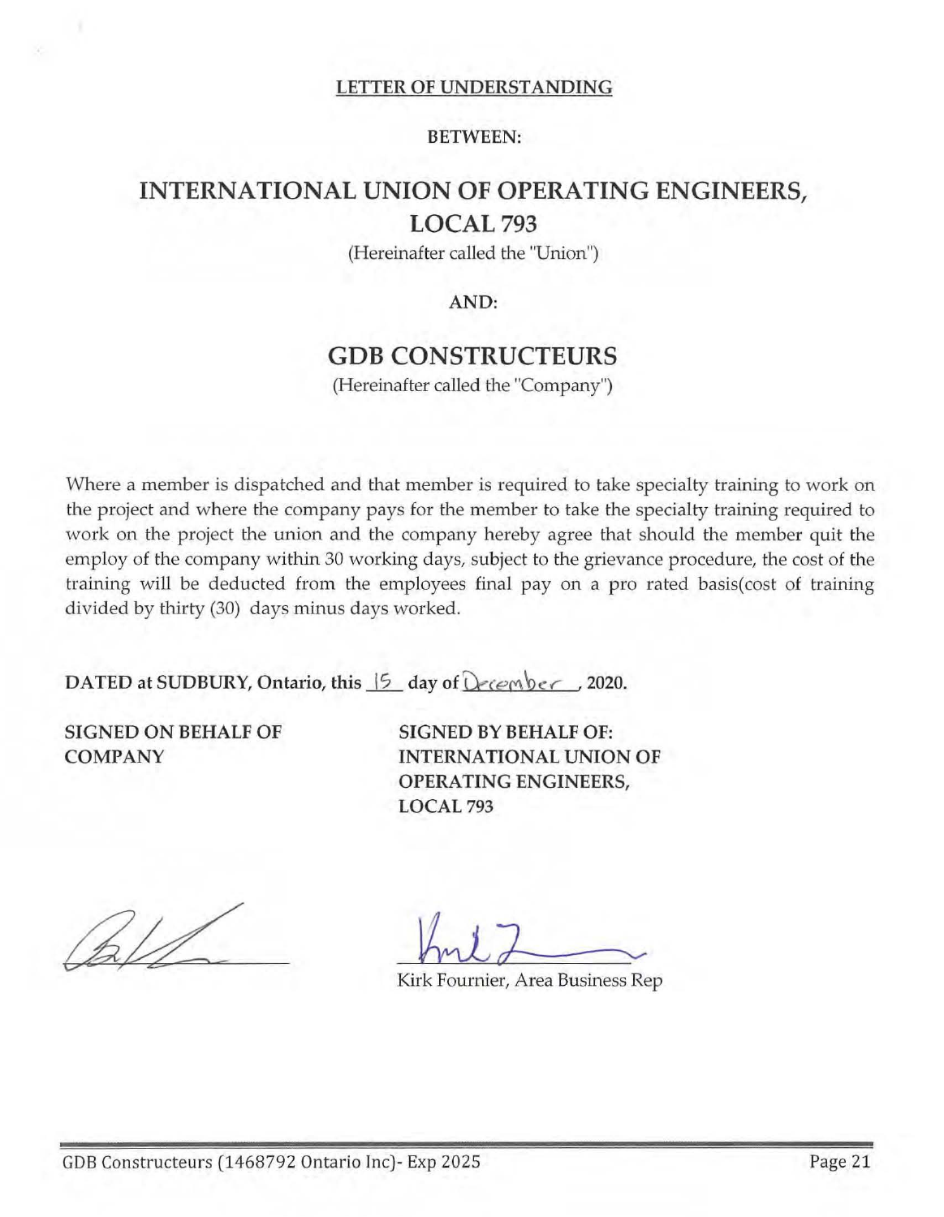**LETTER OF UNDERSTANDING**

**BETWEEN:**

## INTERNATIONAL UNION OF OPERATING ENGINEERS, LOCAL 793

(Hereinafter called the "Union")

**AND:**

## GDB CONSTRUCTEURS

(Hereinafter called the "Company")

Where a member is dispatched and that member is required to take specialty training to work on the project and where the company pays for the member to take the specialty training required to work on the project the union and the company hereby agree that should the member quit the employ of the company within 30 working days, subject to the grievance procedure, the cost of the training will be deducted from the employees final pay on a pro rated basis(cost of training divided by thirty (30) days minus days worked.

**DATED at SUDBURY, Ontario, this** 15 **day of** December**, 2020.**

**SIGNED ON BEHALF OF COMPANY**

**SIGNED BY BEHALF OF: INTERNATIONAL UNION OF OPERATING ENGINEERS, LOCAL 793**

Kirk Fournier, Area Business Rep